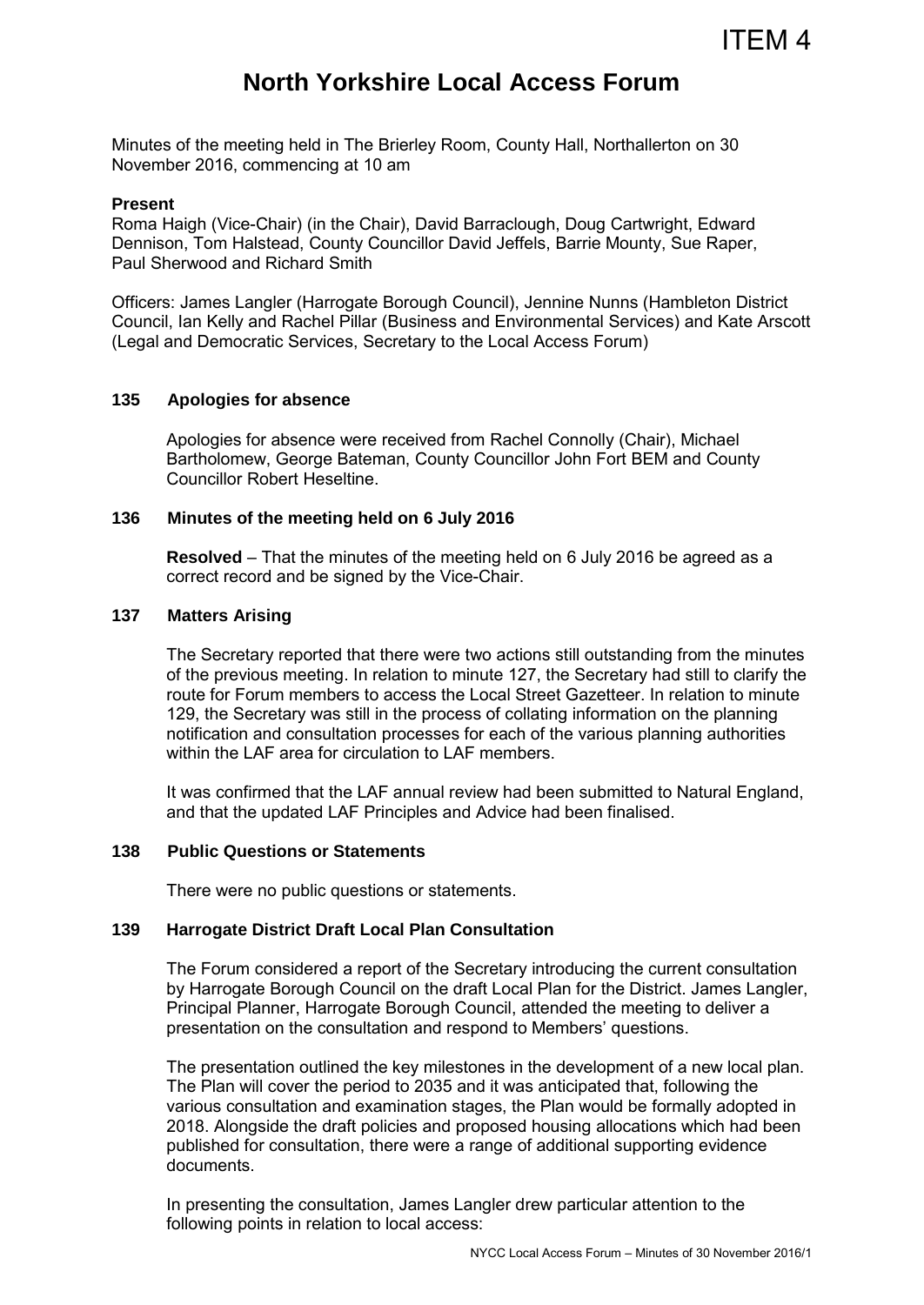ITEM 4

# North Yorkshire Local Access Forum

Minutes of the meeting held in The Brierley Room, County Hall, Northallerton on 30 November 2016, commencing at 10 am

**Present**

Roma Haigh (Vice-Chair) (in the Chair), David Barraclough, Doug Cartwright, Edward Dennison, Tom Halstead, County Councillor David Jeffels, Barrie Mounty, Sue Raper, Paul Sherwood and Richard Smith

Officers: James Langler (Harrogate Borough Council), Jennine Nunns (Hambleton District Council, Ian Kelly and Rachel Pillar (Business and Environmental Services) and Kate Arscott (Legal and Democratic Services, Secretary to the Local Access Forum)

### 135 Apologies for absence

Apologies for absence were received from Rachel Connolly (Chair), Michael Bartholomew, George Bateman, County Councillor John Fort BEM and County Councillor Robert Heseltine.

### 136 Minutes of the meeting held on 6 July 2016

**Resolved** – That the minutes of the meeting held on 6 July 2016 be agreed as a correct record and be signed by the Vice-Chair.

### 137 Matters Arising

The Secretary reported that there were two actions still outstanding from the minutes of the previous meeting. In relation to minute 127, the Secretary had still to clarify the route for Forum members to access the Local Street Gazetteer. In relation to minute 129, the Secretary was still in the process of collating information on the planning notification and consultation processes for each of the various planning authorities within the LAF area for circulation to LAF members.

It was confirmed that the LAF annual review had been submitted to Natural England, and that the updated LAF Principles and Advice had been finalised.

### 138 Public Questions or Statements

There were no public questions or statements.

### 139 Harrogate District Draft Local Plan Consultation

The Forum considered a report of the Secretary introducing the current consultation by Harrogate Borough Council on the draft Local Plan for the District. James Langler, Principal Planner, Harrogate Borough Council, attended the meeting to deliver a presentation on the consultation and respond to Members' questions.

The presentation outlined the key milestones in the development of a new local plan. The Plan will cover the period to 2035 and it was anticipated that, following the various consultation and examination stages, the Plan would be formally adopted in 2018. Alongside the draft policies and proposed housing allocations which had been published for consultation, there were a range of additional supporting evidence documents.

In presenting the consultation, James Langler drew particular attention to the following points in relation to local access: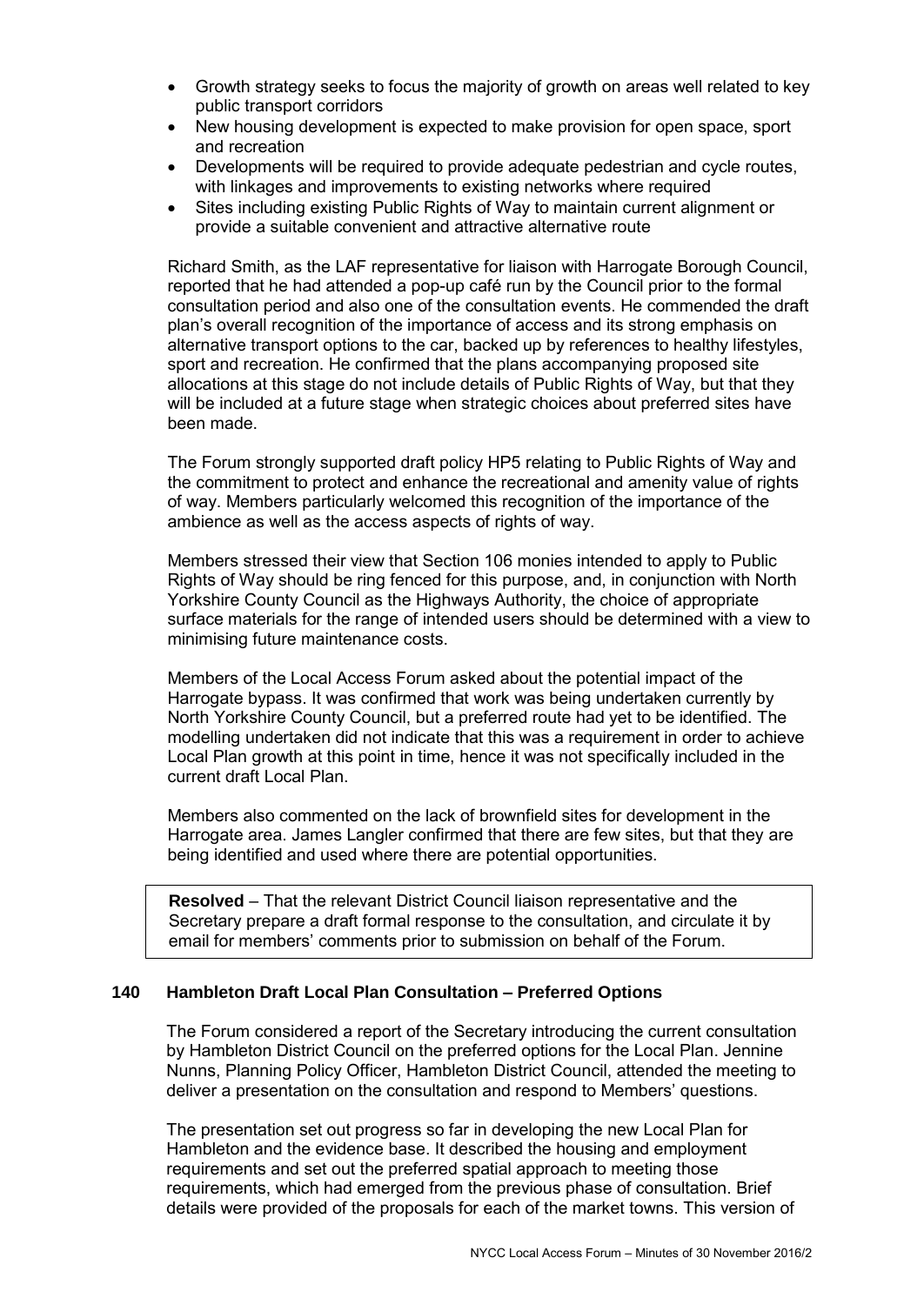- Growth strategy seeks to focus the majority of growth on areas well related to key public transport corridors
- New housing development is expected to make provision for open space, sport and recreation
- Developments will be required to provide adequate pedestrian and cycle routes, with linkages and improvements to existing networks where required
- Sites including existing Public Rights of Way to maintain current alignment or provide a suitable convenient and attractive alternative route

Richard Smith, as the LAF representative for liaison with Harrogate Borough Council, reported that he had attended a pop-up café run by the Council prior to the formal consultation period and also one of the consultation events. He commended the draft plan's overall recognition of the importance of access and its strong emphasis on alternative transport options to the car, backed up by references to healthy lifestyles, sport and recreation. He confirmed that the plans accompanying proposed site allocations at this stage do not include details of Public Rights of Way, but that they will be included at a future stage when strategic choices about preferred sites have been made.

The Forum strongly supported draft policy HP5 relating to Public Rights of Way and the commitment to protect and enhance the recreational and amenity value of rights of way. Members particularly welcomed this recognition of the importance of the ambience as well as the access aspects of rights of way.

Members stressed their view that Section 106 monies intended to apply to Public Rights of Way should be ring fenced for this purpose, and, in conjunction with North Yorkshire County Council as the Highways Authority, the choice of appropriate surface materials for the range of intended users should be determined with a view to minimising future maintenance costs.

Members of the Local Access Forum asked about the potential impact of the Harrogate bypass. It was confirmed that work was being undertaken currently by North Yorkshire County Council, but a preferred route had yet to be identified. The modelling undertaken did not indicate that this was a requirement in order to achieve Local Plan growth at this point in time, hence it was not specifically included in the current draft Local Plan.

Members also commented on the lack of brownfield sites for development in the Harrogate area. James Langler confirmed that there are few sites, but that they are being identified and used where there are potential opportunities.

**Resolved** – That the relevant District Council liaison representative and the Secretary prepare a draft formal response to the consultation, and circulate it by email for members' comments prior to submission on behalf of the Forum.

### 140 Hambleton Draft Local Plan Consultation – Preferred Options

The Forum considered a report of the Secretary introducing the current consultation by Hambleton District Council on the preferred options for the Local Plan. Jennine Nunns, Planning Policy Officer, Hambleton District Council, attended the meeting to deliver a presentation on the consultation and respond to Members' questions.

The presentation set out progress so far in developing the new Local Plan for Hambleton and the evidence base. It described the housing and employment requirements and set out the preferred spatial approach to meeting those requirements, which had emerged from the previous phase of consultation. Brief details were provided of the proposals for each of the market towns. This version of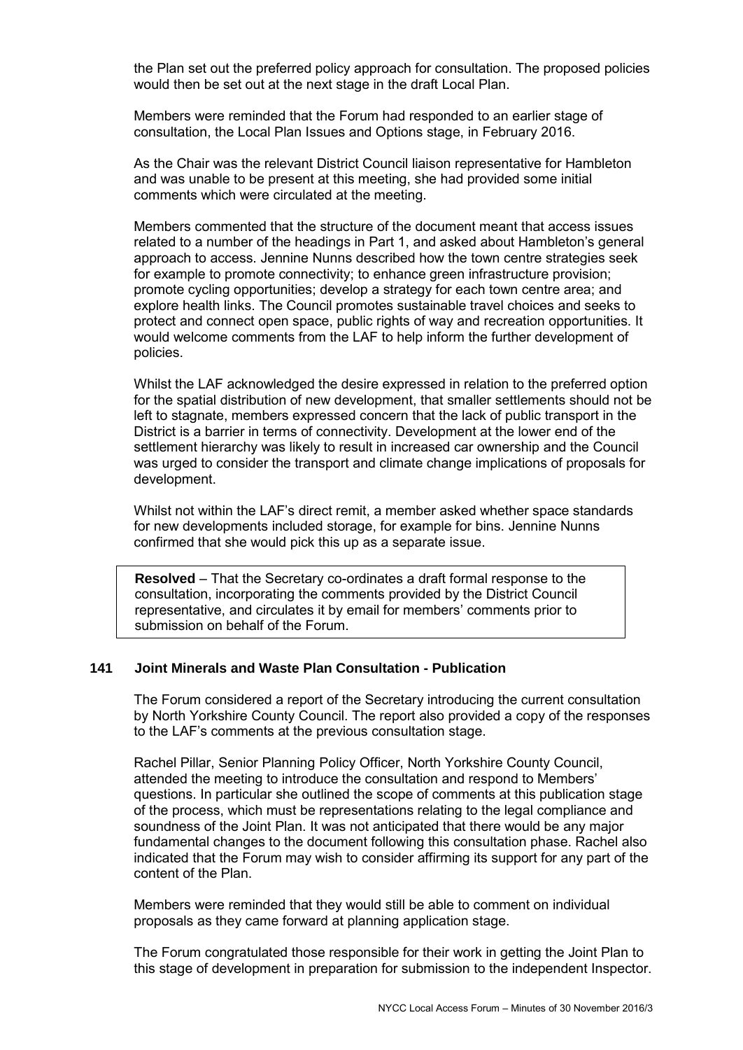the Plan set out the preferred policy approach for consultation. The proposed policies would then be set out at the next stage in the draft Local Plan.

Members were reminded that the Forum had responded to an earlier stage of consultation, the Local Plan Issues and Options stage, in February 2016.

As the Chair was the relevant District Council liaison representative for Hambleton and was unable to be present at this meeting, she had provided some initial comments which were circulated at the meeting.

Members commented that the structure of the document meant that access issues related to a number of the headings in Part 1, and asked about Hambleton's general approach to access. Jennine Nunns described how the town centre strategies seek for example to promote connectivity; to enhance green infrastructure provision; promote cycling opportunities; develop a strategy for each town centre area; and explore health links. The Council promotes sustainable travel choices and seeks to protect and connect open space, public rights of way and recreation opportunities. It would welcome comments from the LAF to help inform the further development of policies.

Whilst the LAF acknowledged the desire expressed in relation to the preferred option for the spatial distribution of new development, that smaller settlements should not be left to stagnate, members expressed concern that the lack of public transport in the District is a barrier in terms of connectivity. Development at the lower end of the settlement hierarchy was likely to result in increased car ownership and the Council was urged to consider the transport and climate change implications of proposals for development.

Whilst not within the LAF's direct remit, a member asked whether space standards for new developments included storage, for example for bins. Jennine Nunns confirmed that she would pick this up as a separate issue.

**Resolved** – That the Secretary co-ordinates a draft formal response to the consultation, incorporating the comments provided by the District Council representative, and circulates it by email for members' comments prior to submission on behalf of the Forum.

### 141 Joint Minerals and Waste Plan Consultation - Publication

The Forum considered a report of the Secretary introducing the current consultation by North Yorkshire County Council. The report also provided a copy of the responses to the LAF's comments at the previous consultation stage.

Rachel Pillar, Senior Planning Policy Officer, North Yorkshire County Council, attended the meeting to introduce the consultation and respond to Members' questions. In particular she outlined the scope of comments at this publication stage of the process, which must be representations relating to the legal compliance and soundness of the Joint Plan. It was not anticipated that there would be any major fundamental changes to the document following this consultation phase. Rachel also indicated that the Forum may wish to consider affirming its support for any part of the content of the Plan.

Members were reminded that they would still be able to comment on individual proposals as they came forward at planning application stage.

The Forum congratulated those responsible for their work in getting the Joint Plan to this stage of development in preparation for submission to the independent Inspector.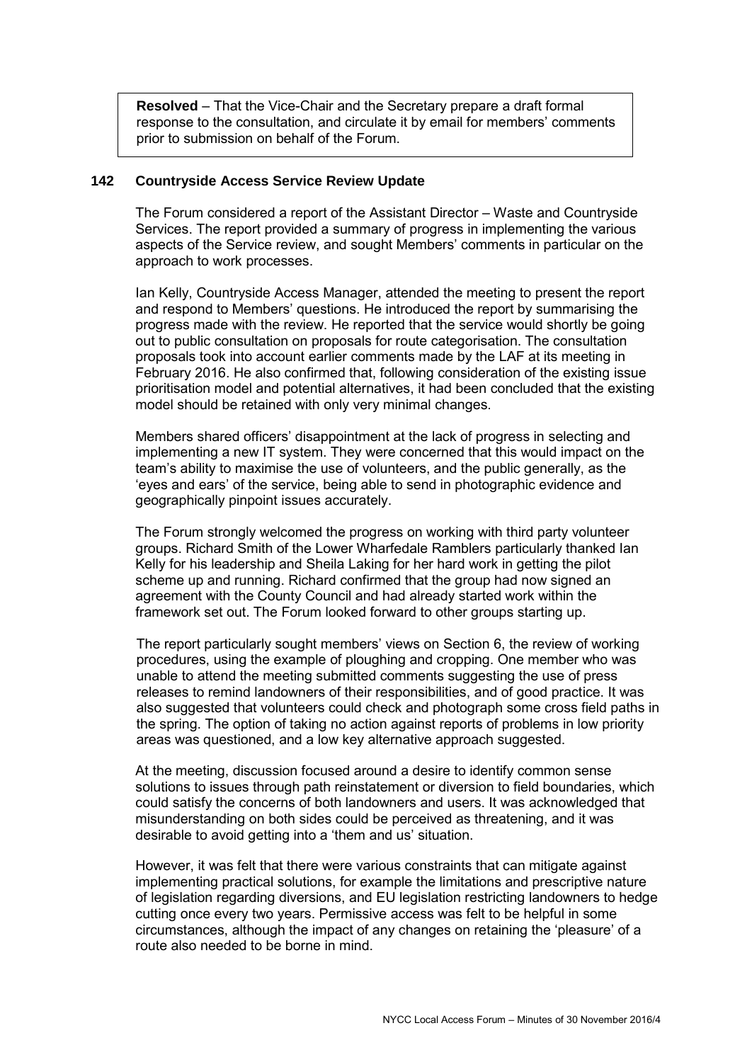**Resolved** – That the Vice-Chair and the Secretary prepare a draft formal response to the consultation, and circulate it by email for members' comments prior to submission on behalf of the Forum.

**142 Countryside Access Service Review Update**

The Forum considered a report of the Assistant Director – Waste and Countryside Services. The report provided a summary of progress in implementing the various aspects of the Service review, and sought Members' comments in particular on the approach to work processes.

Ian Kelly, Countryside Access Manager, attended the meeting to present the report and respond to Members' questions. He introduced the report by summarising the progress made with the review. He reported that the service would shortly be going out to public consultation on proposals for route categorisation. The consultation proposals took into account earlier comments made by the LAF at its meeting in February 2016. He also confirmed that, following consideration of the existing issue prioritisation model and potential alternatives, it had been concluded that the existing model should be retained with only very minimal changes.

Members shared officers' disappointment at the lack of progress in selecting and implementing a new IT system. They were concerned that this would impact on the team's ability to maximise the use of volunteers, and the public generally, as the 'eyes and ears' of the service, being able to send in photographic evidence and geographically pinpoint issues accurately.

The Forum strongly welcomed the progress on working with third party volunteer groups. Richard Smith of the Lower Wharfedale Ramblers particularly thanked Ian Kelly for his leadership and Sheila Laking for her hard work in getting the pilot scheme up and running. Richard confirmed that the group had now signed an agreement with the County Council and had already started work within the framework set out. The Forum looked forward to other groups starting up.

The report particularly sought members' views on Section 6, the review of working procedures, using the example of ploughing and cropping. One member who was unable to attend the meeting submitted comments suggesting the use of press releases to remind landowners of their responsibilities, and of good practice. It was also suggested that volunteers could check and photograph some cross field paths in the spring. The option of taking no action against reports of problems in low priority areas was questioned, and a low key alternative approach suggested.

At the meeting, discussion focused around a desire to identify common sense solutions to issues through path reinstatement or diversion to field boundaries, which could satisfy the concerns of both landowners and users. It was acknowledged that misunderstanding on both sides could be perceived as threatening, and it was desirable to avoid getting into a 'them and us' situation.

However, it was felt that there were various constraints that can mitigate against implementing practical solutions, for example the limitations and prescriptive nature of legislation regarding diversions, and EU legislation restricting landowners to hedge cutting once every two years. Permissive access was felt to be helpful in some circumstances, although the impact of any changes on retaining the 'pleasure' of a route also needed to be borne in mind.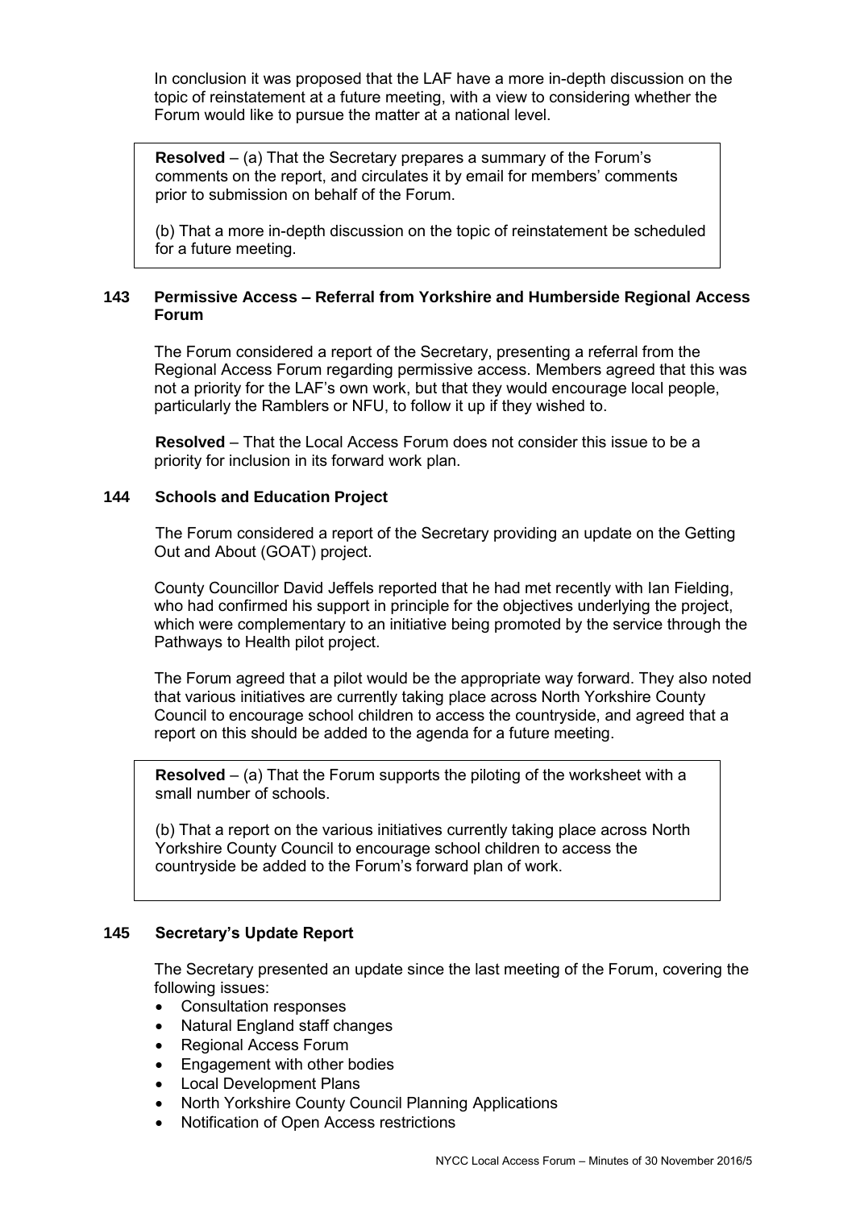In conclusion it was proposed that the LAF have a more in-depth discussion on the topic of reinstatement at a future meeting, with a view to considering whether the Forum would like to pursue the matter at a national level.

> **Resolved** – (a) That the Secretary prepares a summary of the Forum's comments on the report, and circulates it by email for members' comments prior to submission on behalf of the Forum.
>
> (b) That a more in-depth discussion on the topic of reinstatement be scheduled for a future meeting.

### 143 Permissive Access – Referral from Yorkshire and Humberside Regional Access Forum

The Forum considered a report of the Secretary, presenting a referral from the Regional Access Forum regarding permissive access. Members agreed that this was not a priority for the LAF's own work, but that they would encourage local people, particularly the Ramblers or NFU, to follow it up if they wished to.

**Resolved** – That the Local Access Forum does not consider this issue to be a priority for inclusion in its forward work plan.

### 144 Schools and Education Project

The Forum considered a report of the Secretary providing an update on the Getting Out and About (GOAT) project.

County Councillor David Jeffels reported that he had met recently with Ian Fielding, who had confirmed his support in principle for the objectives underlying the project, which were complementary to an initiative being promoted by the service through the Pathways to Health pilot project.

The Forum agreed that a pilot would be the appropriate way forward. They also noted that various initiatives are currently taking place across North Yorkshire County Council to encourage school children to access the countryside, and agreed that a report on this should be added to the agenda for a future meeting.

> **Resolved** – (a) That the Forum supports the piloting of the worksheet with a small number of schools.
>
> (b) That a report on the various initiatives currently taking place across North Yorkshire County Council to encourage school children to access the countryside be added to the Forum's forward plan of work.

### 145 Secretary's Update Report

The Secretary presented an update since the last meeting of the Forum, covering the following issues:

- Consultation responses
- Natural England staff changes
- Regional Access Forum
- Engagement with other bodies
- Local Development Plans
- North Yorkshire County Council Planning Applications
- Notification of Open Access restrictions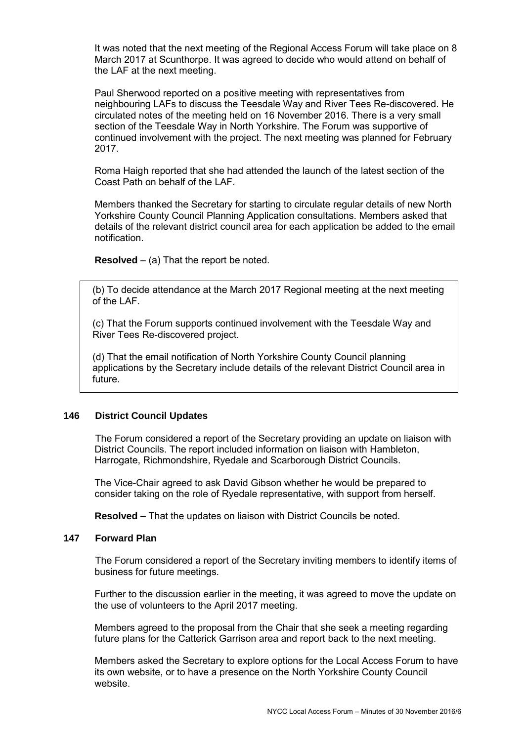It was noted that the next meeting of the Regional Access Forum will take place on 8 March 2017 at Scunthorpe. It was agreed to decide who would attend on behalf of the LAF at the next meeting.

Paul Sherwood reported on a positive meeting with representatives from neighbouring LAFs to discuss the Teesdale Way and River Tees Re-discovered. He circulated notes of the meeting held on 16 November 2016. There is a very small section of the Teesdale Way in North Yorkshire. The Forum was supportive of continued involvement with the project. The next meeting was planned for February 2017.

Roma Haigh reported that she had attended the launch of the latest section of the Coast Path on behalf of the LAF.

Members thanked the Secretary for starting to circulate regular details of new North Yorkshire County Council Planning Application consultations. Members asked that details of the relevant district council area for each application be added to the email notification.

**Resolved** – (a) That the report be noted.

(b) To decide attendance at the March 2017 Regional meeting at the next meeting of the LAF.

(c) That the Forum supports continued involvement with the Teesdale Way and River Tees Re-discovered project.

(d) That the email notification of North Yorkshire County Council planning applications by the Secretary include details of the relevant District Council area in future.

## 146 District Council Updates

The Forum considered a report of the Secretary providing an update on liaison with District Councils. The report included information on liaison with Hambleton, Harrogate, Richmondshire, Ryedale and Scarborough District Councils.

The Vice-Chair agreed to ask David Gibson whether he would be prepared to consider taking on the role of Ryedale representative, with support from herself.

**Resolved –** That the updates on liaison with District Councils be noted.

## 147 Forward Plan

The Forum considered a report of the Secretary inviting members to identify items of business for future meetings.

Further to the discussion earlier in the meeting, it was agreed to move the update on the use of volunteers to the April 2017 meeting.

Members agreed to the proposal from the Chair that she seek a meeting regarding future plans for the Catterick Garrison area and report back to the next meeting.

Members asked the Secretary to explore options for the Local Access Forum to have its own website, or to have a presence on the North Yorkshire County Council website.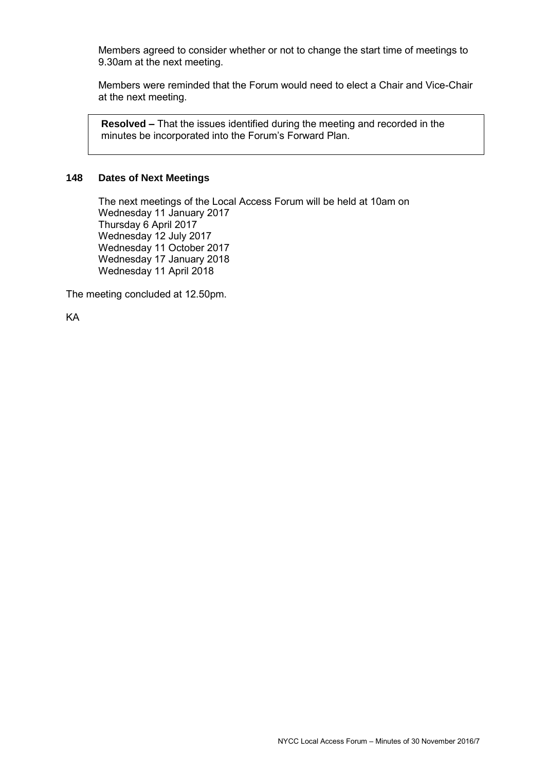Members agreed to consider whether or not to change the start time of meetings to 9.30am at the next meeting.

Members were reminded that the Forum would need to elect a Chair and Vice-Chair at the next meeting.

**Resolved –** That the issues identified during the meeting and recorded in the minutes be incorporated into the Forum's Forward Plan.

### 148 Dates of Next Meetings

The next meetings of the Local Access Forum will be held at 10am on
Wednesday 11 January 2017
Thursday 6 April 2017
Wednesday 12 July 2017
Wednesday 11 October 2017
Wednesday 17 January 2018
Wednesday 11 April 2018

The meeting concluded at 12.50pm.

KA